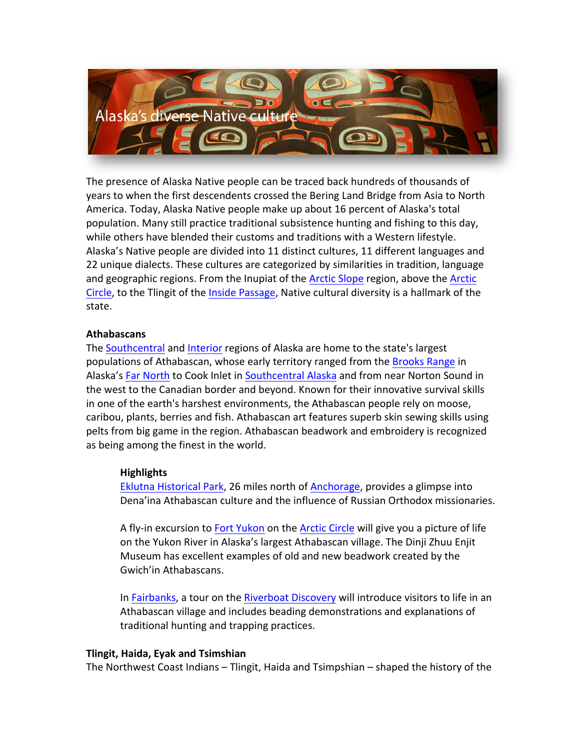# Alaska's diverse Native culture

The presence of Alaska Native people can be traced back hundreds of thousands of years to when the first descendents crossed the Bering Land Bridge from Asia to North America. Today, Alaska Native people make up about 16 percent of Alaska's total population. Many still practice traditional subsistence hunting and fishing to this day, while others have blended their customs and traditions with a Western lifestyle. Alaska's Native people are divided into 11 distinct cultures, 11 different languages and 22 unique dialects. These cultures are categorized by similarities in tradition, language and geographic regions. From the Inupiat of the Arctic Slope region, above the Arctic Circle, to the Tlingit of the Inside Passage, Native cultural diversity is a hallmark of the state.

**Athabascans**

The Southcentral and Interior regions of Alaska are home to the state's largest populations of Athabascan, whose early territory ranged from the Brooks Range in Alaska's Far North to Cook Inlet in Southcentral Alaska and from near Norton Sound in the west to the Canadian border and beyond. Known for their innovative survival skills in one of the earth's harshest environments, the Athabascan people rely on moose, caribou, plants, berries and fish. Athabascan art features superb skin sewing skills using pelts from big game in the region. Athabascan beadwork and embroidery is recognized as being among the finest in the world.

**Highlights**

Eklutna Historical Park, 26 miles north of Anchorage, provides a glimpse into Dena'ina Athabascan culture and the influence of Russian Orthodox missionaries.

A fly-in excursion to Fort Yukon on the Arctic Circle will give you a picture of life on the Yukon River in Alaska's largest Athabascan village. The Dinji Zhuu Enjit Museum has excellent examples of old and new beadwork created by the Gwich'in Athabascans.

In Fairbanks, a tour on the Riverboat Discovery will introduce visitors to life in an Athabascan village and includes beading demonstrations and explanations of traditional hunting and trapping practices.

**Tlingit, Haida, Eyak and Tsimshian**

The Northwest Coast Indians – Tlingit, Haida and Tsimpshian – shaped the history of the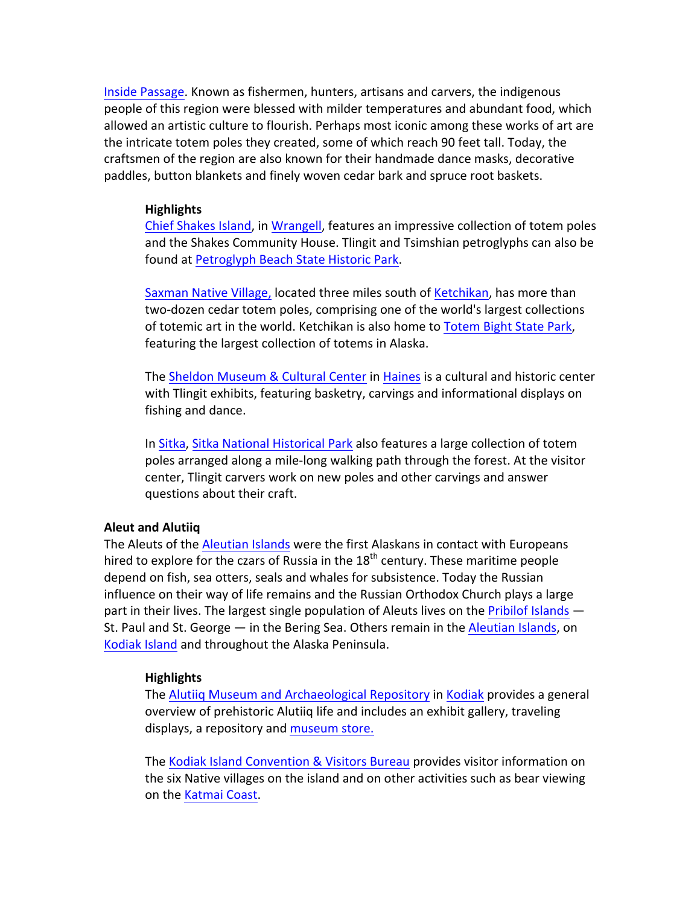Inside Passage. Known as fishermen, hunters, artisans and carvers, the indigenous people of this region were blessed with milder temperatures and abundant food, which allowed an artistic culture to flourish. Perhaps most iconic among these works of art are the intricate totem poles they created, some of which reach 90 feet tall. Today, the craftsmen of the region are also known for their handmade dance masks, decorative paddles, button blankets and finely woven cedar bark and spruce root baskets.

**Highlights**

Chief Shakes Island, in Wrangell, features an impressive collection of totem poles and the Shakes Community House. Tlingit and Tsimshian petroglyphs can also be found at Petroglyph Beach State Historic Park.

Saxman Native Village, located three miles south of Ketchikan, has more than two-dozen cedar totem poles, comprising one of the world's largest collections of totemic art in the world. Ketchikan is also home to Totem Bight State Park, featuring the largest collection of totems in Alaska.

The Sheldon Museum & Cultural Center in Haines is a cultural and historic center with Tlingit exhibits, featuring basketry, carvings and informational displays on fishing and dance.

In Sitka, Sitka National Historical Park also features a large collection of totem poles arranged along a mile-long walking path through the forest. At the visitor center, Tlingit carvers work on new poles and other carvings and answer questions about their craft.

**Aleut and Alutiiq**

The Aleuts of the Aleutian Islands were the first Alaskans in contact with Europeans hired to explore for the czars of Russia in the 18th century. These maritime people depend on fish, sea otters, seals and whales for subsistence. Today the Russian influence on their way of life remains and the Russian Orthodox Church plays a large part in their lives. The largest single population of Aleuts lives on the Pribilof Islands — St. Paul and St. George — in the Bering Sea. Others remain in the Aleutian Islands, on Kodiak Island and throughout the Alaska Peninsula.

**Highlights**

The Alutiiq Museum and Archaeological Repository in Kodiak provides a general overview of prehistoric Alutiiq life and includes an exhibit gallery, traveling displays, a repository and museum store.

The Kodiak Island Convention & Visitors Bureau provides visitor information on the six Native villages on the island and on other activities such as bear viewing on the Katmai Coast.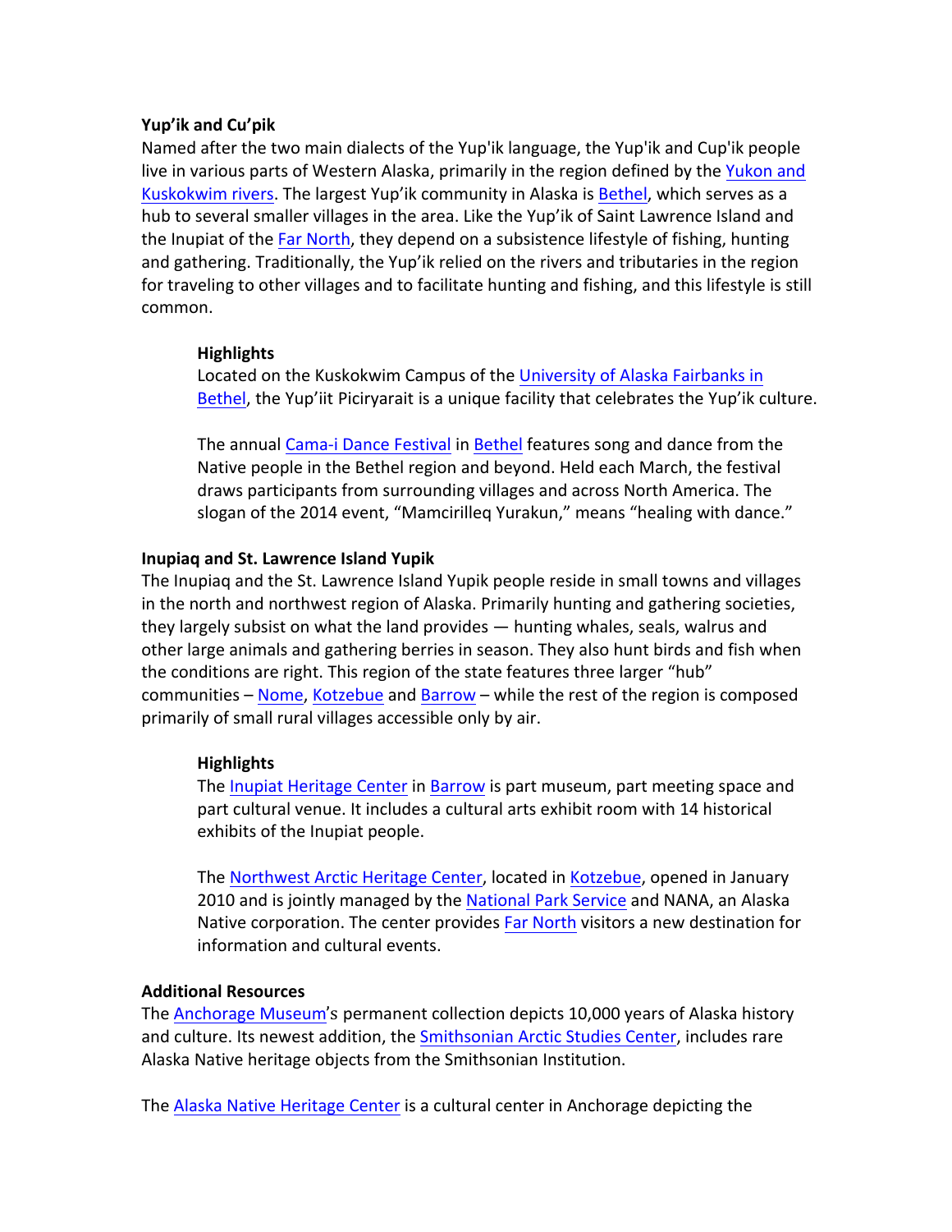**Yup'ik and Cu'pik**

Named after the two main dialects of the Yup'ik language, the Yup'ik and Cup'ik people live in various parts of Western Alaska, primarily in the region defined by the Yukon and Kuskokwim rivers. The largest Yup'ik community in Alaska is Bethel, which serves as a hub to several smaller villages in the area. Like the Yup'ik of Saint Lawrence Island and the Inupiat of the Far North, they depend on a subsistence lifestyle of fishing, hunting and gathering. Traditionally, the Yup'ik relied on the rivers and tributaries in the region for traveling to other villages and to facilitate hunting and fishing, and this lifestyle is still common.

**Highlights**

Located on the Kuskokwim Campus of the University of Alaska Fairbanks in Bethel, the Yup'iit Piciryarait is a unique facility that celebrates the Yup'ik culture.

The annual Cama-i Dance Festival in Bethel features song and dance from the Native people in the Bethel region and beyond. Held each March, the festival draws participants from surrounding villages and across North America. The slogan of the 2014 event, "Mamcirilleq Yurakun," means "healing with dance."

**Inupiaq and St. Lawrence Island Yupik**

The Inupiaq and the St. Lawrence Island Yupik people reside in small towns and villages in the north and northwest region of Alaska. Primarily hunting and gathering societies, they largely subsist on what the land provides — hunting whales, seals, walrus and other large animals and gathering berries in season. They also hunt birds and fish when the conditions are right. This region of the state features three larger "hub" communities – Nome, Kotzebue and Barrow – while the rest of the region is composed primarily of small rural villages accessible only by air.

**Highlights**

The Inupiat Heritage Center in Barrow is part museum, part meeting space and part cultural venue. It includes a cultural arts exhibit room with 14 historical exhibits of the Inupiat people.

The Northwest Arctic Heritage Center, located in Kotzebue, opened in January 2010 and is jointly managed by the National Park Service and NANA, an Alaska Native corporation. The center provides Far North visitors a new destination for information and cultural events.

**Additional Resources**

The Anchorage Museum's permanent collection depicts 10,000 years of Alaska history and culture. Its newest addition, the Smithsonian Arctic Studies Center, includes rare Alaska Native heritage objects from the Smithsonian Institution.

The Alaska Native Heritage Center is a cultural center in Anchorage depicting the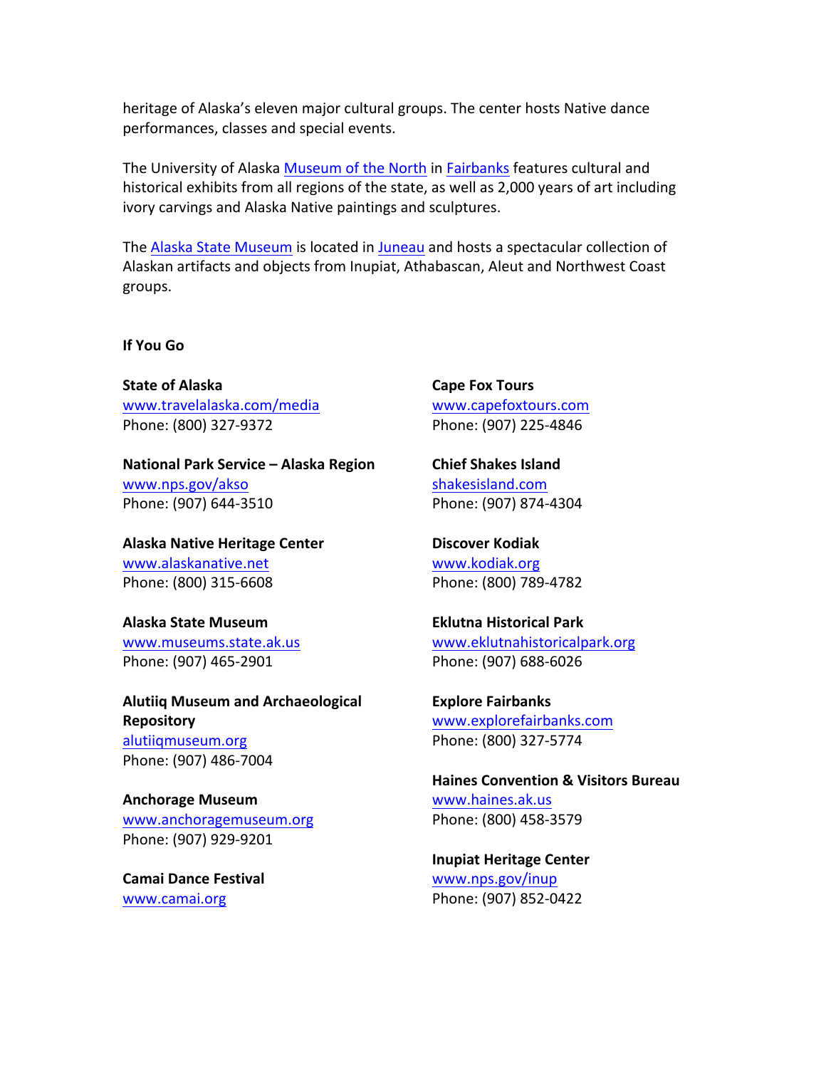heritage of Alaska's eleven major cultural groups. The center hosts Native dance performances, classes and special events.

The University of Alaska [Museum of the North](#) in [Fairbanks](#) features cultural and historical exhibits from all regions of the state, as well as 2,000 years of art including ivory carvings and Alaska Native paintings and sculptures.

The [Alaska State Museum](#) is located in [Juneau](#) and hosts a spectacular collection of Alaskan artifacts and objects from Inupiat, Athabascan, Aleut and Northwest Coast groups.

**If You Go**

**State of Alaska**
www.travelalaska.com/media
Phone: (800) 327-9372

**National Park Service – Alaska Region**
www.nps.gov/akso
Phone: (907) 644-3510

**Alaska Native Heritage Center**
www.alaskanative.net
Phone: (800) 315-6608

**Alaska State Museum**
www.museums.state.ak.us
Phone: (907) 465-2901

**Alutiiq Museum and Archaeological Repository**
alutiiqmuseum.org
Phone: (907) 486-7004

**Anchorage Museum**
www.anchoragemuseum.org
Phone: (907) 929-9201

**Camai Dance Festival**
www.camai.org

**Cape Fox Tours**
www.capefoxtours.com
Phone: (907) 225-4846

**Chief Shakes Island**
shakesisland.com
Phone: (907) 874-4304

**Discover Kodiak**
www.kodiak.org
Phone: (800) 789-4782

**Eklutna Historical Park**
www.eklutnahistoricalpark.org
Phone: (907) 688-6026

**Explore Fairbanks**
www.explorefairbanks.com
Phone: (800) 327-5774

**Haines Convention & Visitors Bureau**
www.haines.ak.us
Phone: (800) 458-3579

**Inupiat Heritage Center**
www.nps.gov/inup
Phone: (907) 852-0422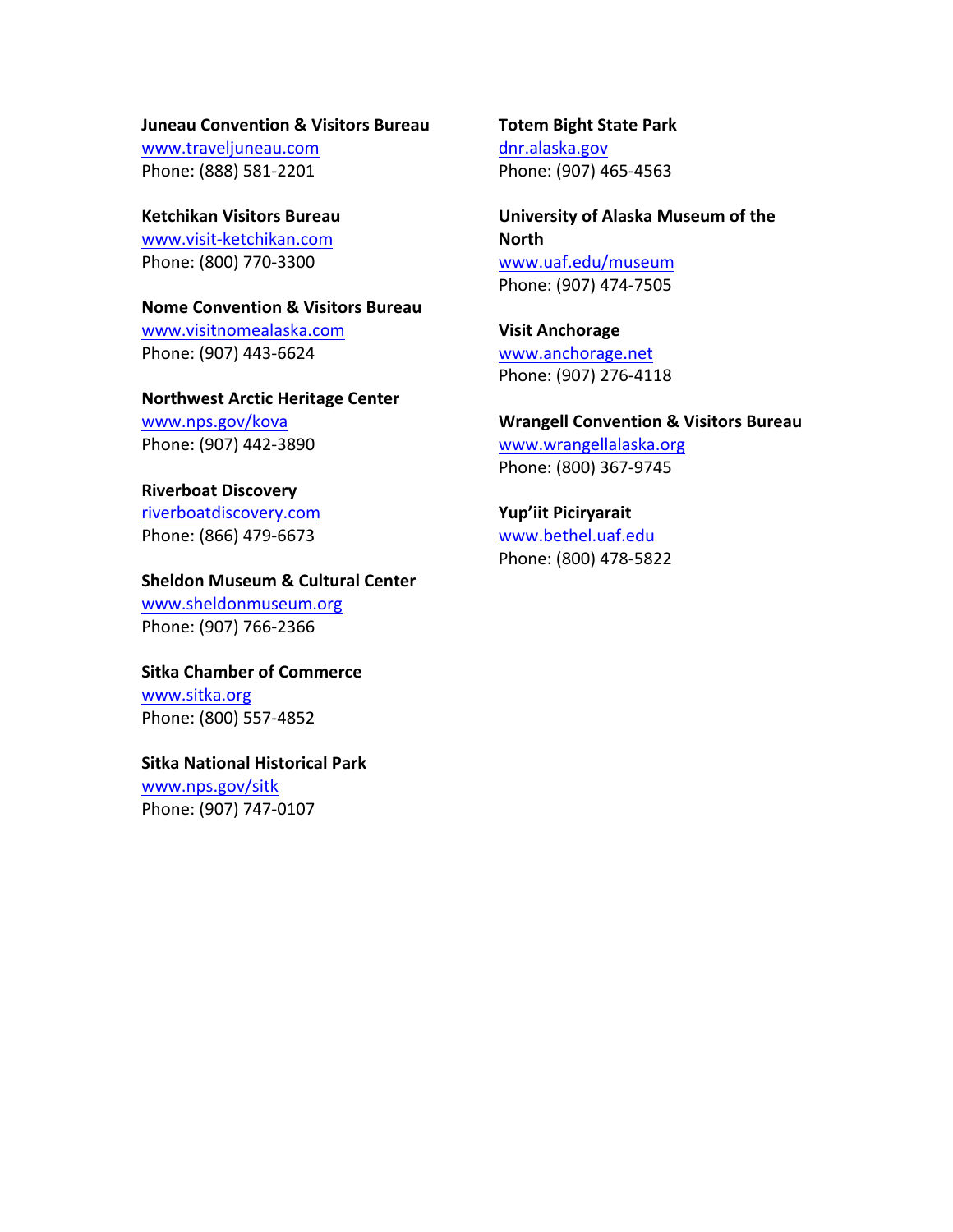**Juneau Convention & Visitors Bureau**
www.traveljuneau.com
Phone: (888) 581-2201

**Ketchikan Visitors Bureau**
www.visit-ketchikan.com
Phone: (800) 770-3300

**Nome Convention & Visitors Bureau**
www.visitnomealaska.com
Phone: (907) 443-6624

**Northwest Arctic Heritage Center**
www.nps.gov/kova
Phone: (907) 442-3890

**Riverboat Discovery**
riverboatdiscovery.com
Phone: (866) 479-6673

**Sheldon Museum & Cultural Center**
www.sheldonmuseum.org
Phone: (907) 766-2366

**Sitka Chamber of Commerce**
www.sitka.org
Phone: (800) 557-4852

**Sitka National Historical Park**
www.nps.gov/sitk
Phone: (907) 747-0107

**Totem Bight State Park**
dnr.alaska.gov
Phone: (907) 465-4563

**University of Alaska Museum of the North**
www.uaf.edu/museum
Phone: (907) 474-7505

**Visit Anchorage**
www.anchorage.net
Phone: (907) 276-4118

**Wrangell Convention & Visitors Bureau**
www.wrangellalaska.org
Phone: (800) 367-9745

**Yup'iit Piciryarait**
www.bethel.uaf.edu
Phone: (800) 478-5822